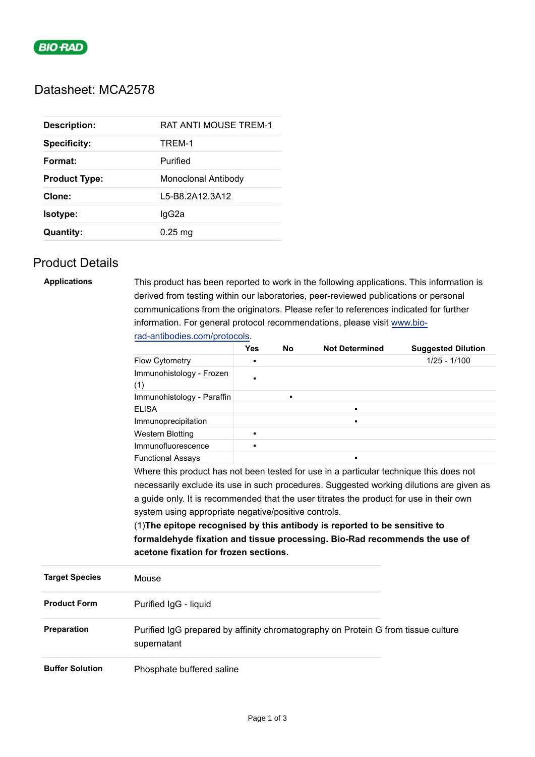# Datasheet: MCA2578

| | |
|---|---|
| **Description:** | RAT ANTI MOUSE TREM-1 |
| **Specificity:** | TREM-1 |
| **Format:** | Purified |
| **Product Type:** | Monoclonal Antibody |
| **Clone:** | L5-B8.2A12.3A12 |
| **Isotype:** | IgG2a |
| **Quantity:** | 0.25 mg |

## Product Details

**Applications**

This product has been reported to work in the following applications. This information is derived from testing within our laboratories, peer-reviewed publications or personal communications from the originators. Please refer to references indicated for further information. For general protocol recommendations, please visit www.bio-rad-antibodies.com/protocols.

| | Yes | No | Not Determined | Suggested Dilution |
|---|---|---|---|---|
| Flow Cytometry | ▪ | | | 1/25 - 1/100 |
| Immunohistology - Frozen (1) | ▪ | | | |
| Immunohistology - Paraffin | | ▪ | | |
| ELISA | | | ▪ | |
| Immunoprecipitation | | | ▪ | |
| Western Blotting | ▪ | | | |
| Immunofluorescence | ▪ | | | |
| Functional Assays | | | ▪ | |

Where this product has not been tested for use in a particular technique this does not necessarily exclude its use in such procedures. Suggested working dilutions are given as a guide only. It is recommended that the user titrates the product for use in their own system using appropriate negative/positive controls.

(1)**The epitope recognised by this antibody is reported to be sensitive to formaldehyde fixation and tissue processing. Bio-Rad recommends the use of acetone fixation for frozen sections.**

| | |
|---|---|
| **Target Species** | Mouse |
| **Product Form** | Purified IgG - liquid |
| **Preparation** | Purified IgG prepared by affinity chromatography on Protein G from tissue culture supernatant |
| **Buffer Solution** | Phosphate buffered saline |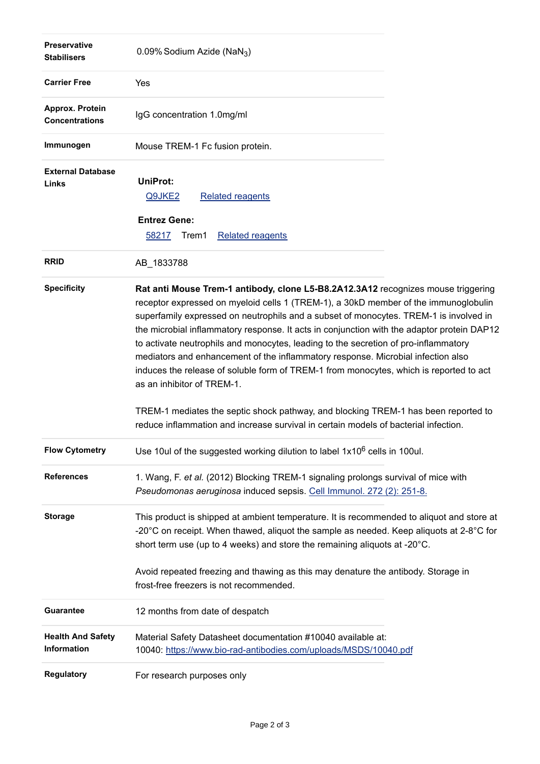| | |
|---|---|
| **Preservative Stabilisers** | 0.09% Sodium Azide ($NaN_3$) |
| **Carrier Free** | Yes |
| **Approx. Protein Concentrations** | IgG concentration 1.0mg/ml |
| **Immunogen** | Mouse TREM-1 Fc fusion protein. |
| **External Database Links** | **UniProt:** Q9JKE2 Related reagents<br><br>**Entrez Gene:** 58217 Trem1 Related reagents |
| **RRID** | AB_1833788 |
| **Specificity** | **Rat anti Mouse Trem-1 antibody, clone L5-B8.2A12.3A12** recognizes mouse triggering receptor expressed on myeloid cells 1 (TREM-1), a 30kD member of the immunoglobulin superfamily expressed on neutrophils and a subset of monocytes. TREM-1 is involved in the microbial inflammatory response. It acts in conjunction with the adaptor protein DAP12 to activate neutrophils and monocytes, leading to the secretion of pro-inflammatory mediators and enhancement of the inflammatory response. Microbial infection also induces the release of soluble form of TREM-1 from monocytes, which is reported to act as an inhibitor of TREM-1.<br><br>TREM-1 mediates the septic shock pathway, and blocking TREM-1 has been reported to reduce inflammation and increase survival in certain models of bacterial infection. |
| **Flow Cytometry** | Use 10ul of the suggested working dilution to label $1x10^6$ cells in 100ul. |
| **References** | 1. Wang, F. *et al.* (2012) Blocking TREM-1 signaling prolongs survival of mice with *Pseudomonas aeruginosa* induced sepsis. Cell Immunol. 272 (2): 251-8. |
| **Storage** | This product is shipped at ambient temperature. It is recommended to aliquot and store at -20°C on receipt. When thawed, aliquot the sample as needed. Keep aliquots at 2-8°C for short term use (up to 4 weeks) and store the remaining aliquots at -20°C.<br><br>Avoid repeated freezing and thawing as this may denature the antibody. Storage in frost-free freezers is not recommended. |
| **Guarantee** | 12 months from date of despatch |
| **Health And Safety Information** | Material Safety Datasheet documentation #10040 available at:<br>10040: https://www.bio-rad-antibodies.com/uploads/MSDS/10040.pdf |
| **Regulatory** | For research purposes only |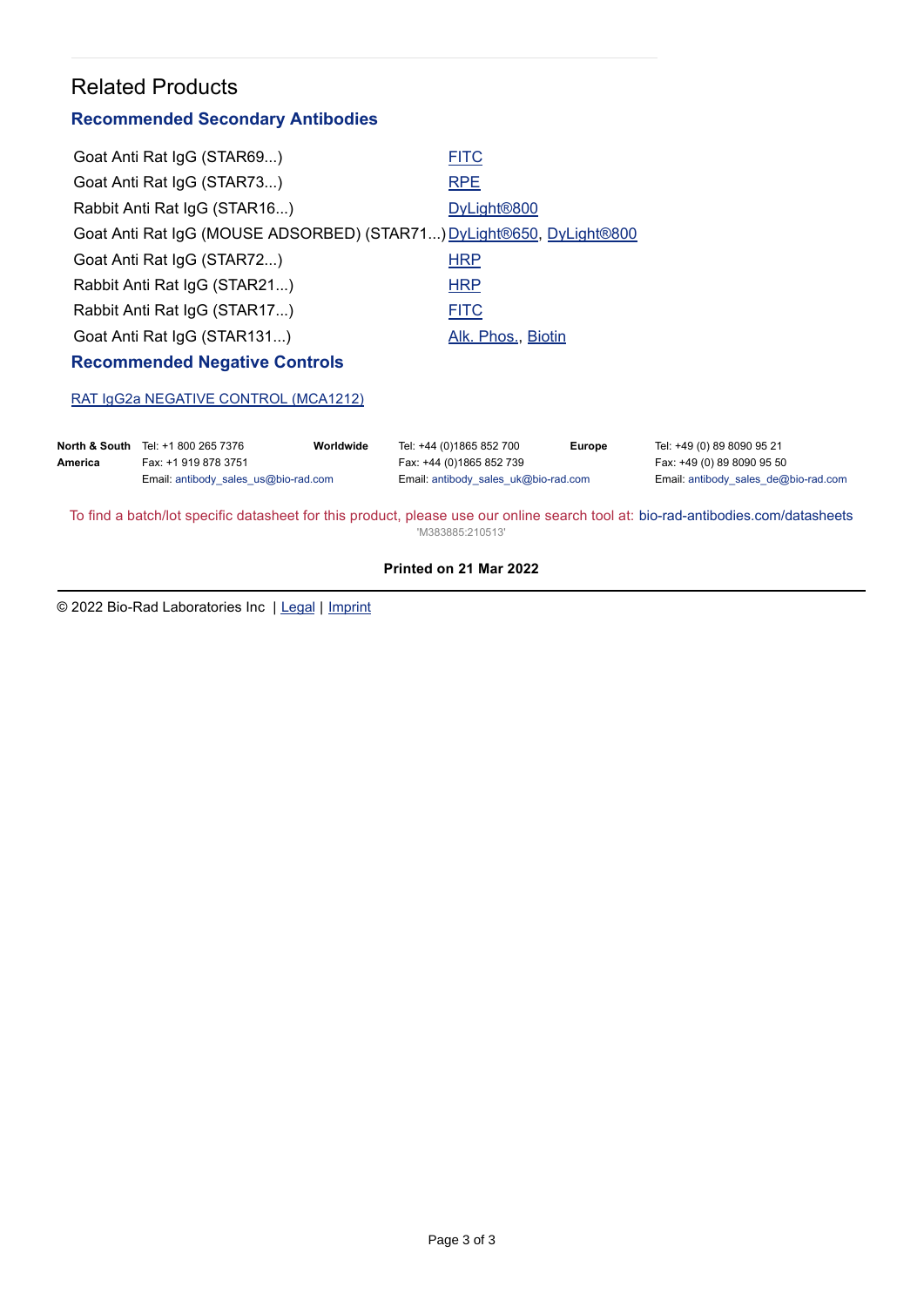## Related Products

### Recommended Secondary Antibodies

| | |
|---|---|
| Goat Anti Rat IgG (STAR69...) | FITC |
| Goat Anti Rat IgG (STAR73...) | RPE |
| Rabbit Anti Rat IgG (STAR16...) | DyLight®800 |
| Goat Anti Rat IgG (MOUSE ADSORBED) (STAR71...) | DyLight®650, DyLight®800 |
| Goat Anti Rat IgG (STAR72...) | HRP |
| Rabbit Anti Rat IgG (STAR21...) | HRP |
| Rabbit Anti Rat IgG (STAR17...) | FITC |
| Goat Anti Rat IgG (STAR131...) | Alk. Phos., Biotin |

### Recommended Negative Controls

RAT IgG2a NEGATIVE CONTROL (MCA1212)

| | | | | | |
|---|---|---|---|---|---|
| **North & South America** | Tel: +1 800 265 7376<br>Fax: +1 919 878 3751<br>Email: antibody_sales_us@bio-rad.com | **Worldwide** | Tel: +44 (0)1865 852 700<br>Fax: +44 (0)1865 852 739<br>Email: antibody_sales_uk@bio-rad.com | **Europe** | Tel: +49 (0) 89 8090 95 21<br>Fax: +49 (0) 89 8090 95 50<br>Email: antibody_sales_de@bio-rad.com |

To find a batch/lot specific datasheet for this product, please use our online search tool at: bio-rad-antibodies.com/datasheets

'M383885:210513'

**Printed on 21 Mar 2022**

© 2022 Bio-Rad Laboratories Inc | Legal | Imprint